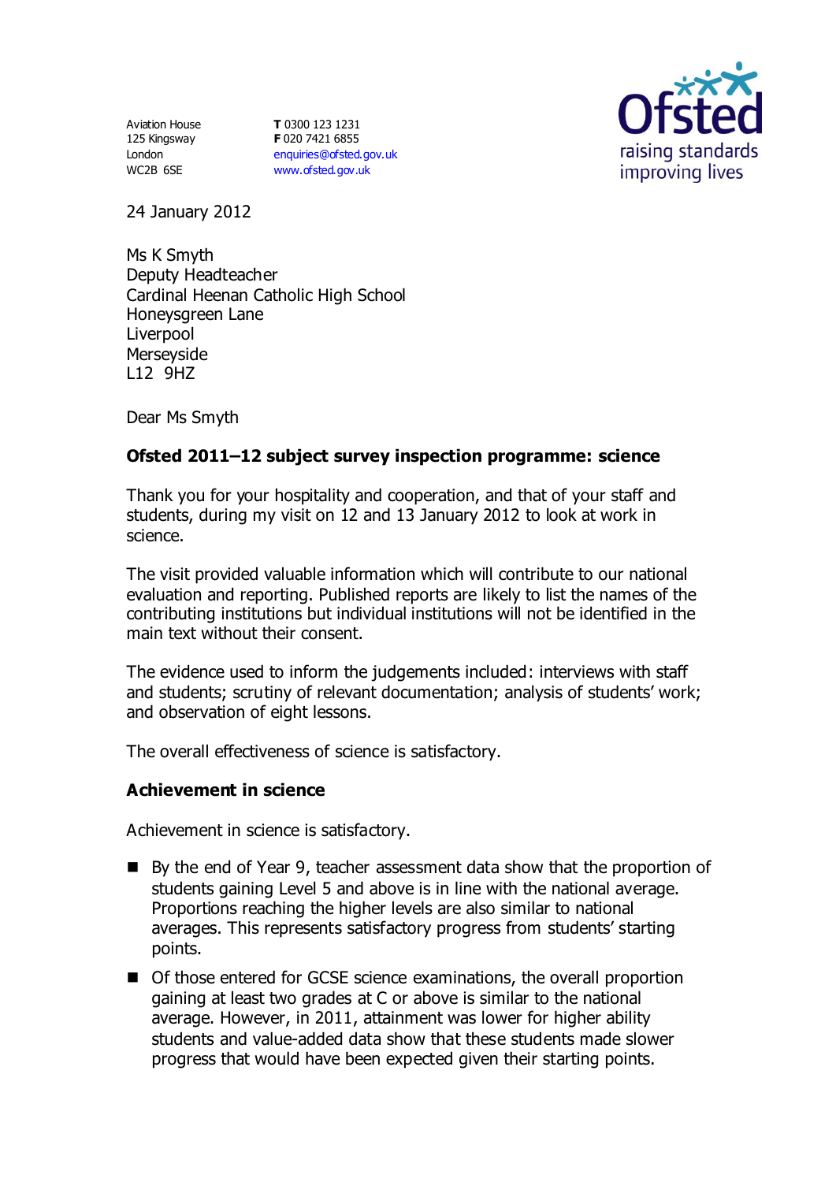Aviation House
125 Kingsway
London
WC2B 6SE

**T** 0300 123 1231
**F** 020 7421 6855
enquiries@ofsted.gov.uk
www.ofsted.gov.uk

Ofsted
raising standards
improving lives

24 January 2012

Ms K Smyth
Deputy Headteacher
Cardinal Heenan Catholic High School
Honeysgreen Lane
Liverpool
Merseyside
L12 9HZ

Dear Ms Smyth

**Ofsted 2011–12 subject survey inspection programme: science**

Thank you for your hospitality and cooperation, and that of your staff and students, during my visit on 12 and 13 January 2012 to look at work in science.

The visit provided valuable information which will contribute to our national evaluation and reporting. Published reports are likely to list the names of the contributing institutions but individual institutions will not be identified in the main text without their consent.

The evidence used to inform the judgements included: interviews with staff and students; scrutiny of relevant documentation; analysis of students' work; and observation of eight lessons.

The overall effectiveness of science is satisfactory.

## Achievement in science

Achievement in science is satisfactory.

- By the end of Year 9, teacher assessment data show that the proportion of students gaining Level 5 and above is in line with the national average. Proportions reaching the higher levels are also similar to national averages. This represents satisfactory progress from students' starting points.
- Of those entered for GCSE science examinations, the overall proportion gaining at least two grades at C or above is similar to the national average. However, in 2011, attainment was lower for higher ability students and value-added data show that these students made slower progress that would have been expected given their starting points.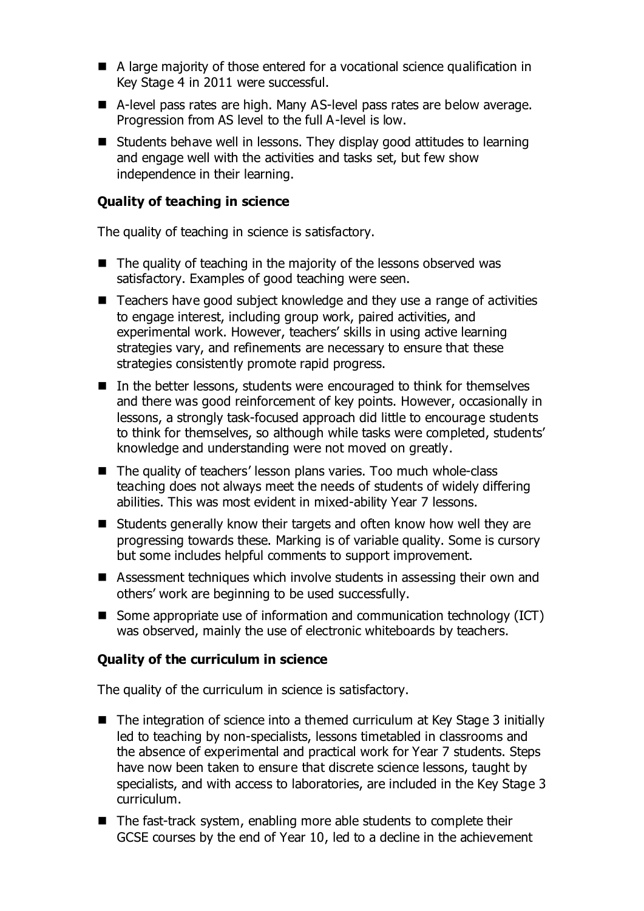- A large majority of those entered for a vocational science qualification in Key Stage 4 in 2011 were successful.
- A-level pass rates are high. Many AS-level pass rates are below average. Progression from AS level to the full A-level is low.
- Students behave well in lessons. They display good attitudes to learning and engage well with the activities and tasks set, but few show independence in their learning.

**Quality of teaching in science**

The quality of teaching in science is satisfactory.

- The quality of teaching in the majority of the lessons observed was satisfactory. Examples of good teaching were seen.
- Teachers have good subject knowledge and they use a range of activities to engage interest, including group work, paired activities, and experimental work. However, teachers' skills in using active learning strategies vary, and refinements are necessary to ensure that these strategies consistently promote rapid progress.
- In the better lessons, students were encouraged to think for themselves and there was good reinforcement of key points. However, occasionally in lessons, a strongly task-focused approach did little to encourage students to think for themselves, so although while tasks were completed, students' knowledge and understanding were not moved on greatly.
- The quality of teachers' lesson plans varies. Too much whole-class teaching does not always meet the needs of students of widely differing abilities. This was most evident in mixed-ability Year 7 lessons.
- Students generally know their targets and often know how well they are progressing towards these. Marking is of variable quality. Some is cursory but some includes helpful comments to support improvement.
- Assessment techniques which involve students in assessing their own and others' work are beginning to be used successfully.
- Some appropriate use of information and communication technology (ICT) was observed, mainly the use of electronic whiteboards by teachers.

**Quality of the curriculum in science**

The quality of the curriculum in science is satisfactory.

- The integration of science into a themed curriculum at Key Stage 3 initially led to teaching by non-specialists, lessons timetabled in classrooms and the absence of experimental and practical work for Year 7 students. Steps have now been taken to ensure that discrete science lessons, taught by specialists, and with access to laboratories, are included in the Key Stage 3 curriculum.
- The fast-track system, enabling more able students to complete their GCSE courses by the end of Year 10, led to a decline in the achievement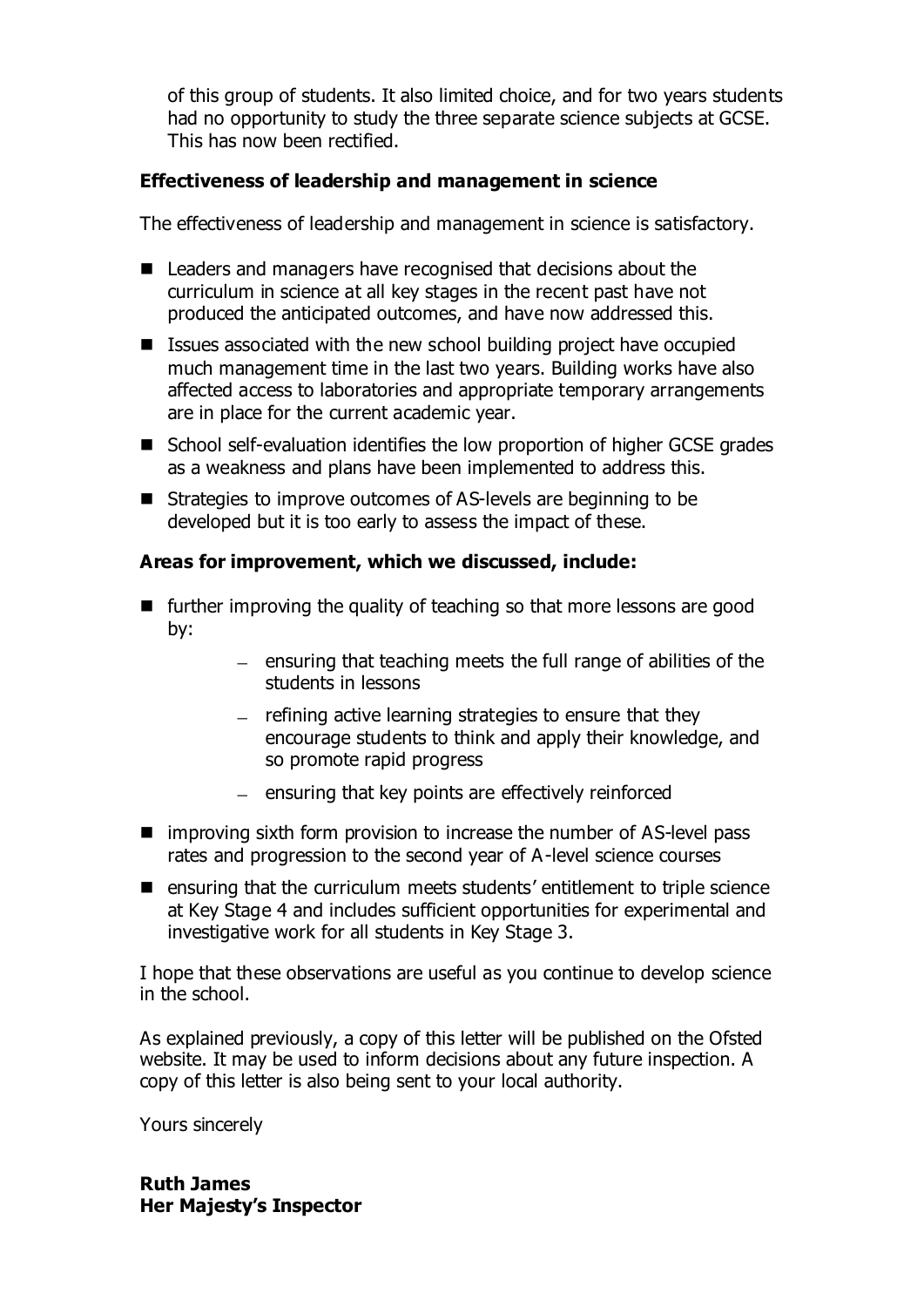of this group of students. It also limited choice, and for two years students had no opportunity to study the three separate science subjects at GCSE. This has now been rectified.

**Effectiveness of leadership and management in science**

The effectiveness of leadership and management in science is satisfactory.

- Leaders and managers have recognised that decisions about the curriculum in science at all key stages in the recent past have not produced the anticipated outcomes, and have now addressed this.
- Issues associated with the new school building project have occupied much management time in the last two years. Building works have also affected access to laboratories and appropriate temporary arrangements are in place for the current academic year.
- School self-evaluation identifies the low proportion of higher GCSE grades as a weakness and plans have been implemented to address this.
- Strategies to improve outcomes of AS-levels are beginning to be developed but it is too early to assess the impact of these.

**Areas for improvement, which we discussed, include:**

- further improving the quality of teaching so that more lessons are good by:
  - ensuring that teaching meets the full range of abilities of the students in lessons
  - refining active learning strategies to ensure that they encourage students to think and apply their knowledge, and so promote rapid progress
  - ensuring that key points are effectively reinforced
- improving sixth form provision to increase the number of AS-level pass rates and progression to the second year of A-level science courses
- ensuring that the curriculum meets students' entitlement to triple science at Key Stage 4 and includes sufficient opportunities for experimental and investigative work for all students in Key Stage 3.

I hope that these observations are useful as you continue to develop science in the school.

As explained previously, a copy of this letter will be published on the Ofsted website. It may be used to inform decisions about any future inspection. A copy of this letter is also being sent to your local authority.

Yours sincerely

**Ruth James**
**Her Majesty's Inspector**